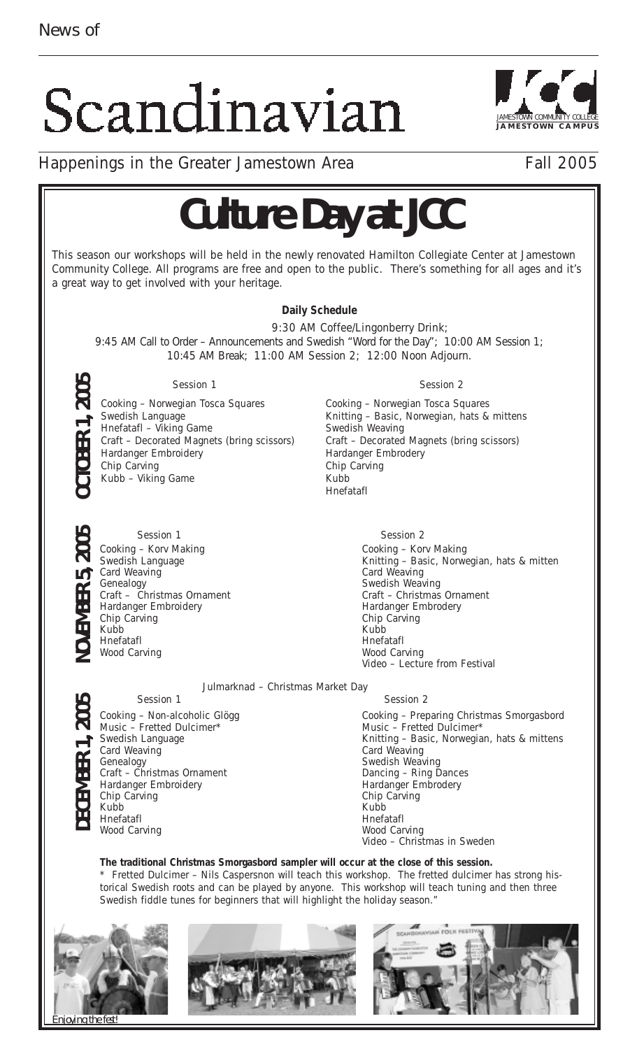News of

# Scandinavian

JAMESTOWN COMMUNITY COLLEGE
JAMESTOWN CAMPUS

Happenings in the Greater Jamestown Area

Fall 2005

# Culture Day at JCC

This season our workshops will be held in the newly renovated Hamilton Collegiate Center at Jamestown Community College. All programs are free and open to the public. There's something for all ages and it's a great way to get involved with your heritage.

**Daily Schedule**

9:30 AM Coffee/Lingonberry Drink;
9:45 AM Call to Order – Announcements and Swedish "Word for the Day"; 10:00 AM Session 1;
10:45 AM Break; 11:00 AM Session 2; 12:00 Noon Adjourn.

## OCTOBER 1, 2005

| Session 1 | Session 2 |
|---|---|
| Cooking – Norwegian Tosca Squares | Cooking – Norwegian Tosca Squares |
| Swedish Language | Knitting – Basic, Norwegian, hats & mittens |
| Hnefatafl – Viking Game | Swedish Weaving |
| Craft – Decorated Magnets (bring scissors) | Craft – Decorated Magnets (bring scissors) |
| Hardanger Embroidery | Hardanger Embrodery |
| Chip Carving | Chip Carving |
| Kubb – Viking Game | Kubb |
| | Hnefatafl |

## NOVEMBER 5, 2005

| Session 1 | Session 2 |
|---|---|
| Cooking – Korv Making | Cooking – Korv Making |
| Swedish Language | Knitting – Basic, Norwegian, hats & mitten |
| Card Weaving | Card Weaving |
| Genealogy | Swedish Weaving |
| Craft – Christmas Ornament | Craft – Christmas Ornament |
| Hardanger Embroidery | Hardanger Embrodery |
| Chip Carving | Chip Carving |
| Kubb | Kubb |
| Hnefatafl | Hnefatafl |
| Wood Carving | Wood Carving |
| | Video – Lecture from Festival |

## DECEMBER 1, 2005

Julmarknad – Christmas Market Day

| Session 1 | Session 2 |
|---|---|
| Cooking – Non-alcoholic Glögg | Cooking – Preparing Christmas Smorgasbord |
| Music – Fretted Dulcimer* | Music – Fretted Dulcimer* |
| Swedish Language | Knitting – Basic, Norwegian, hats & mittens |
| Card Weaving | Card Weaving |
| Genealogy | Swedish Weaving |
| Craft – Christmas Ornament | Dancing – Ring Dances |
| Hardanger Embroidery | Hardanger Embrodery |
| Chip Carving | Chip Carving |
| Kubb | Kubb |
| Hnefatafl | Hnefatafl |
| Wood Carving | Wood Carving |
| | Video – Christmas in Sweden |

**The traditional Christmas Smorgasbord sampler will occur at the close of this session.**

\* Fretted Dulcimer – Nils Caspersnon will teach this workshop. The fretted dulcimer has strong historical Swedish roots and can be played by anyone. This workshop will teach tuning and then three Swedish fiddle tunes for beginners that will highlight the holiday season."

*Enjoying the fest!*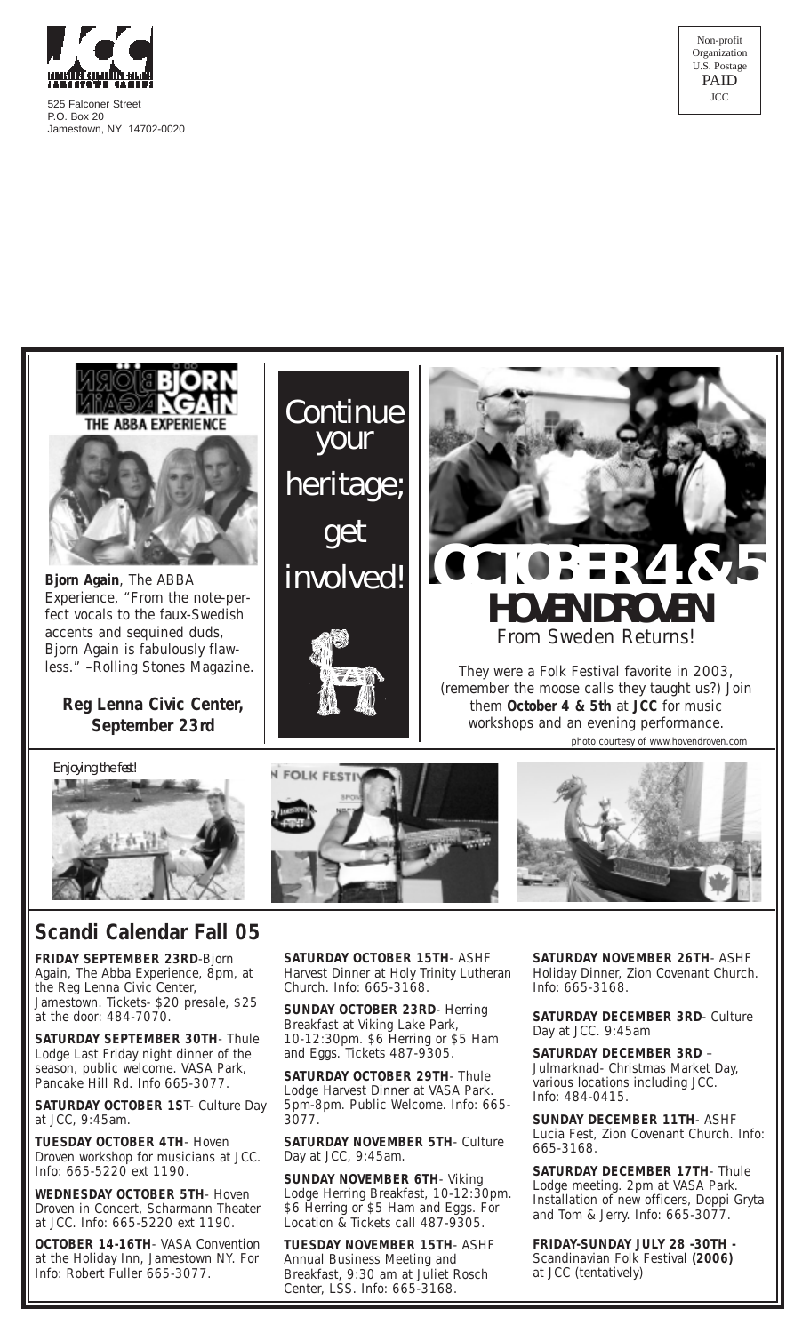JCC

525 Falconer Street
P.O. Box 20
Jamestown, NY 14702-0020

Non-profit Organization
U.S. Postage
PAID
JCC

BJORN AGAIN
THE ABBA EXPERIENCE

**Bjorn Again**, The ABBA Experience, "From the note-perfect vocals to the faux-Swedish accents and sequined duds, Bjorn Again is fabulously flawless." –Rolling Stones Magazine.

**Reg Lenna Civic Center, September 23rd**

Continue your heritage; get involved!

# OCTOBER 4 & 5
## HOVEN DROVEN
From Sweden Returns!

They were a Folk Festival favorite in 2003, (remember the moose calls they taught us?) Join them **October 4 & 5th** at **JCC** for music workshops and an evening performance.

photo courtesy of www.hovendroven.com

*Enjoying the fest!*

## Scandi Calendar Fall 05

**FRIDAY SEPTEMBER 23RD**-Bjorn Again, The Abba Experience, 8pm, at the Reg Lenna Civic Center, Jamestown. Tickets- $20 presale, $25 at the door: 484-7070.

**SATURDAY SEPTEMBER 30TH**- Thule Lodge Last Friday night dinner of the season, public welcome. VASA Park, Pancake Hill Rd. Info 665-3077.

**SATURDAY OCTOBER 1ST**- Culture Day at JCC, 9:45am.

**TUESDAY OCTOBER 4TH**- Hoven Droven workshop for musicians at JCC. Info: 665-5220 ext 1190.

**WEDNESDAY OCTOBER 5TH**- Hoven Droven in Concert, Scharmann Theater at JCC. Info: 665-5220 ext 1190.

**OCTOBER 14-16TH**- VASA Convention at the Holiday Inn, Jamestown NY. For Info: Robert Fuller 665-3077.

**SATURDAY OCTOBER 15TH**- ASHF Harvest Dinner at Holy Trinity Lutheran Church. Info: 665-3168.

**SUNDAY OCTOBER 23RD**- Herring Breakfast at Viking Lake Park, 10-12:30pm. $6 Herring or $5 Ham and Eggs. Tickets 487-9305.

**SATURDAY OCTOBER 29TH**- Thule Lodge Harvest Dinner at VASA Park. 5pm-8pm. Public Welcome. Info: 665-3077.

**SATURDAY NOVEMBER 5TH**- Culture Day at JCC, 9:45am.

**SUNDAY NOVEMBER 6TH**- Viking Lodge Herring Breakfast, 10-12:30pm. $6 Herring or $5 Ham and Eggs. For Location & Tickets call 487-9305.

**TUESDAY NOVEMBER 15TH**- ASHF Annual Business Meeting and Breakfast, 9:30 am at Juliet Rosch Center, LSS. Info: 665-3168.

**SATURDAY NOVEMBER 26TH**- ASHF Holiday Dinner, Zion Covenant Church. Info: 665-3168.

**SATURDAY DECEMBER 3RD**- Culture Day at JCC. 9:45am

**SATURDAY DECEMBER 3RD** – Julmarknad- Christmas Market Day, various locations including JCC. Info: 484-0415.

**SUNDAY DECEMBER 11TH**- ASHF Lucia Fest, Zion Covenant Church. Info: 665-3168.

**SATURDAY DECEMBER 17TH**- Thule Lodge meeting. 2pm at VASA Park. Installation of new officers, Doppi Gryta and Tom & Jerry. Info: 665-3077.

**FRIDAY-SUNDAY JULY 28 -30TH -** Scandinavian Folk Festival **(2006)** at JCC (tentatively)